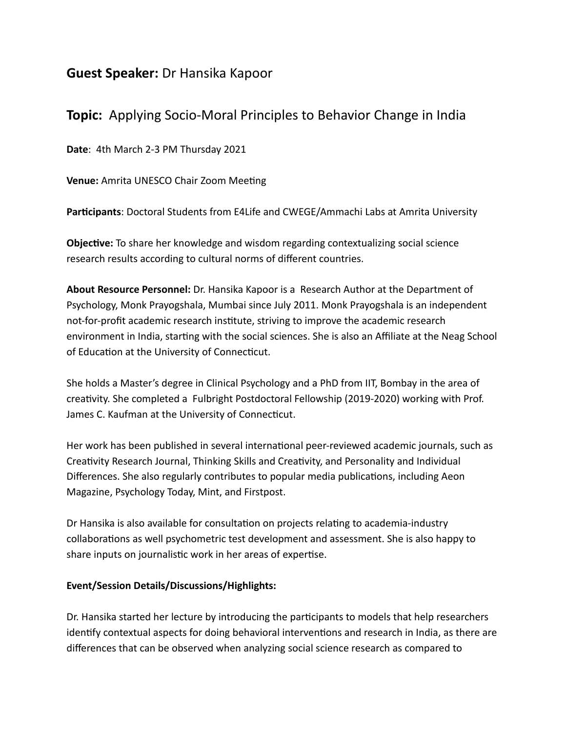## **Guest Speaker:** Dr Hansika Kapoor

## **Topic:** Applying Socio-Moral Principles to Behavior Change in India

**Date**: 4th March 2-3 PM Thursday 2021

**Venue:** Amrita UNESCO Chair Zoom Meeting

**Participants**: Doctoral Students from E4Life and CWEGE/Ammachi Labs at Amrita University

**Objective:** To share her knowledge and wisdom regarding contextualizing social science research results according to cultural norms of different countries.

**About Resource Personnel:** Dr. Hansika Kapoor is a Research Author at the Department of Psychology, Monk Prayogshala, Mumbai since July 2011. Monk Prayogshala is an independent not-for-profit academic research institute, striving to improve the academic research environment in India, starting with the social sciences. She is also an Affiliate at the Neag School of Education at the University of Connecticut.

She holds a Master's degree in Clinical Psychology and a PhD from IIT, Bombay in the area of creativity. She completed a Fulbright Postdoctoral Fellowship (2019-2020) working with Prof. James C. Kaufman at the University of Connecticut.

Her work has been published in several international peer-reviewed academic journals, such as Creativity Research Journal, Thinking Skills and Creativity, and Personality and Individual Differences. She also regularly contributes to popular media publications, including Aeon Magazine, Psychology Today, Mint, and Firstpost.

Dr Hansika is also available for consultation on projects relating to academia-industry collaborations as well psychometric test development and assessment. She is also happy to share inputs on journalistic work in her areas of expertise.

**Event/Session Details/Discussions/Highlights:**

Dr. Hansika started her lecture by introducing the participants to models that help researchers identify contextual aspects for doing behavioral interventions and research in India, as there are differences that can be observed when analyzing social science research as compared to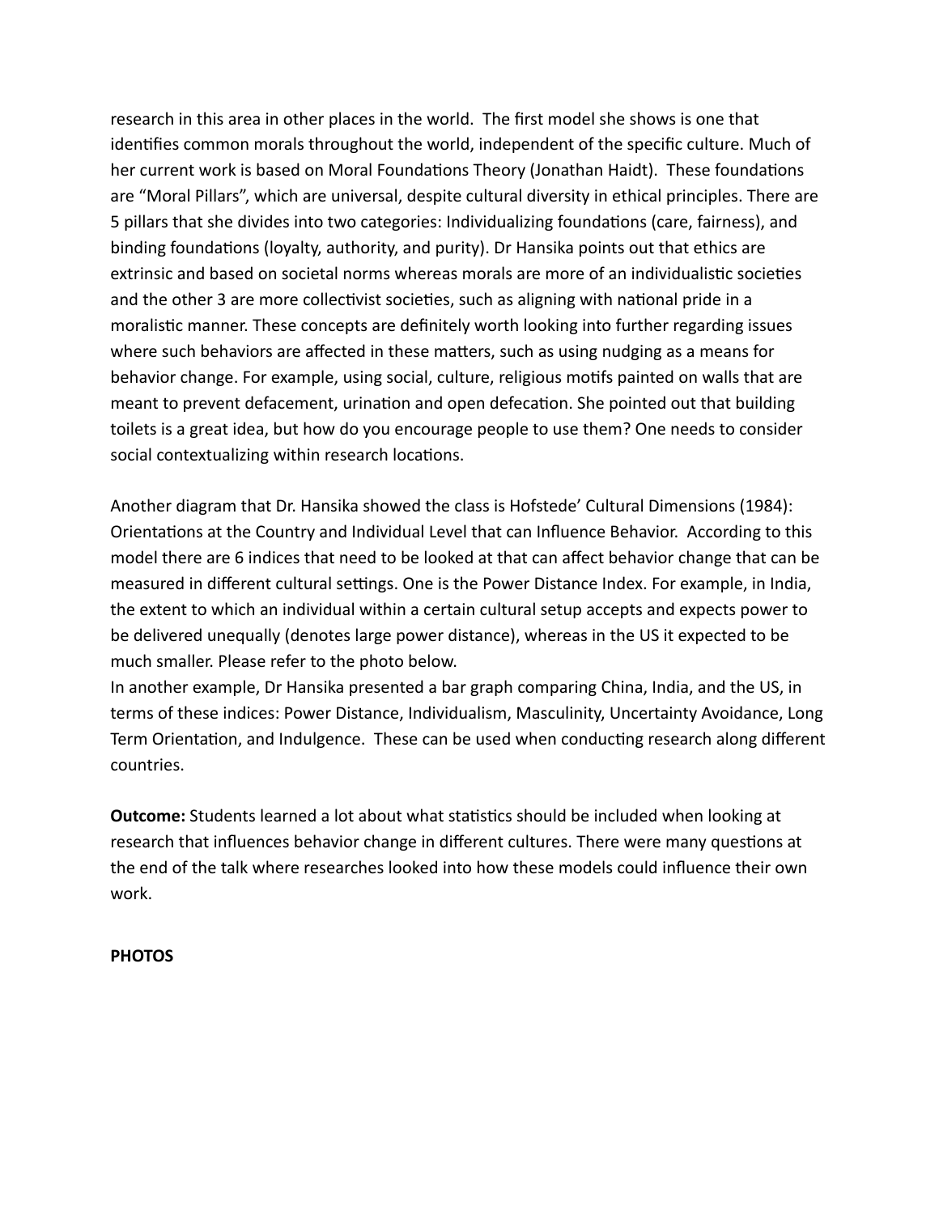research in this area in other places in the world. The first model she shows is one that identifies common morals throughout the world, independent of the specific culture. Much of her current work is based on Moral Foundations Theory (Jonathan Haidt). These foundations are "Moral Pillars", which are universal, despite cultural diversity in ethical principles. There are 5 pillars that she divides into two categories: Individualizing foundations (care, fairness), and binding foundations (loyalty, authority, and purity). Dr Hansika points out that ethics are extrinsic and based on societal norms whereas morals are more of an individualistic societies and the other 3 are more collectivist societies, such as aligning with national pride in a moralistic manner. These concepts are definitely worth looking into further regarding issues where such behaviors are affected in these matters, such as using nudging as a means for behavior change. For example, using social, culture, religious motifs painted on walls that are meant to prevent defacement, urination and open defecation. She pointed out that building toilets is a great idea, but how do you encourage people to use them? One needs to consider social contextualizing within research locations.

Another diagram that Dr. Hansika showed the class is Hofstede' Cultural Dimensions (1984): Orientations at the Country and Individual Level that can Influence Behavior. According to this model there are 6 indices that need to be looked at that can affect behavior change that can be measured in different cultural settings. One is the Power Distance Index. For example, in India, the extent to which an individual within a certain cultural setup accepts and expects power to be delivered unequally (denotes large power distance), whereas in the US it expected to be much smaller. Please refer to the photo below.
In another example, Dr Hansika presented a bar graph comparing China, India, and the US, in terms of these indices: Power Distance, Individualism, Masculinity, Uncertainty Avoidance, Long Term Orientation, and Indulgence. These can be used when conducting research along different countries.

**Outcome:** Students learned a lot about what statistics should be included when looking at research that influences behavior change in different cultures. There were many questions at the end of the talk where researches looked into how these models could influence their own work.

**PHOTOS**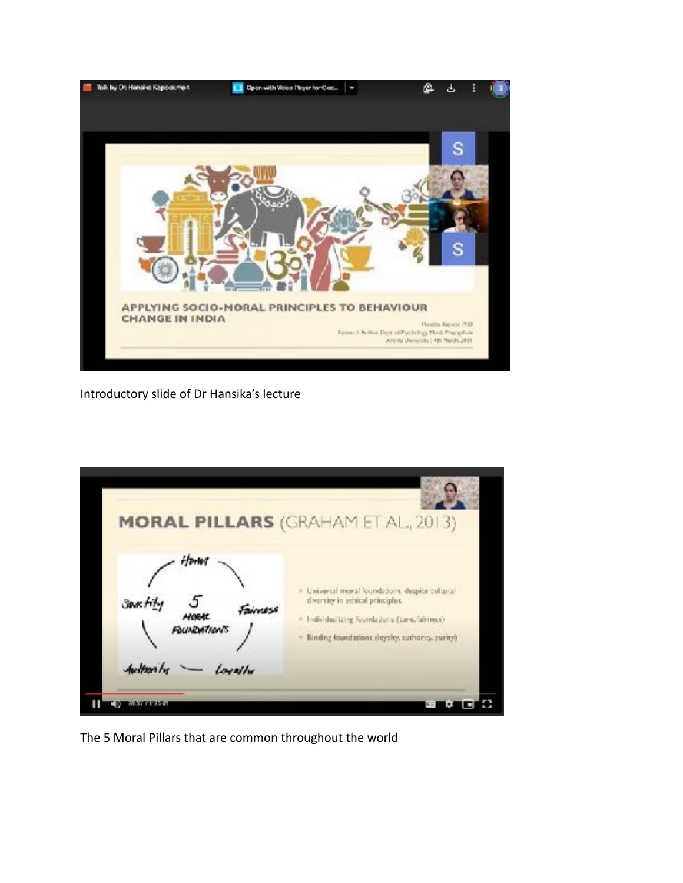Introductory slide of Dr Hansika's lecture

The 5 Moral Pillars that are common throughout the world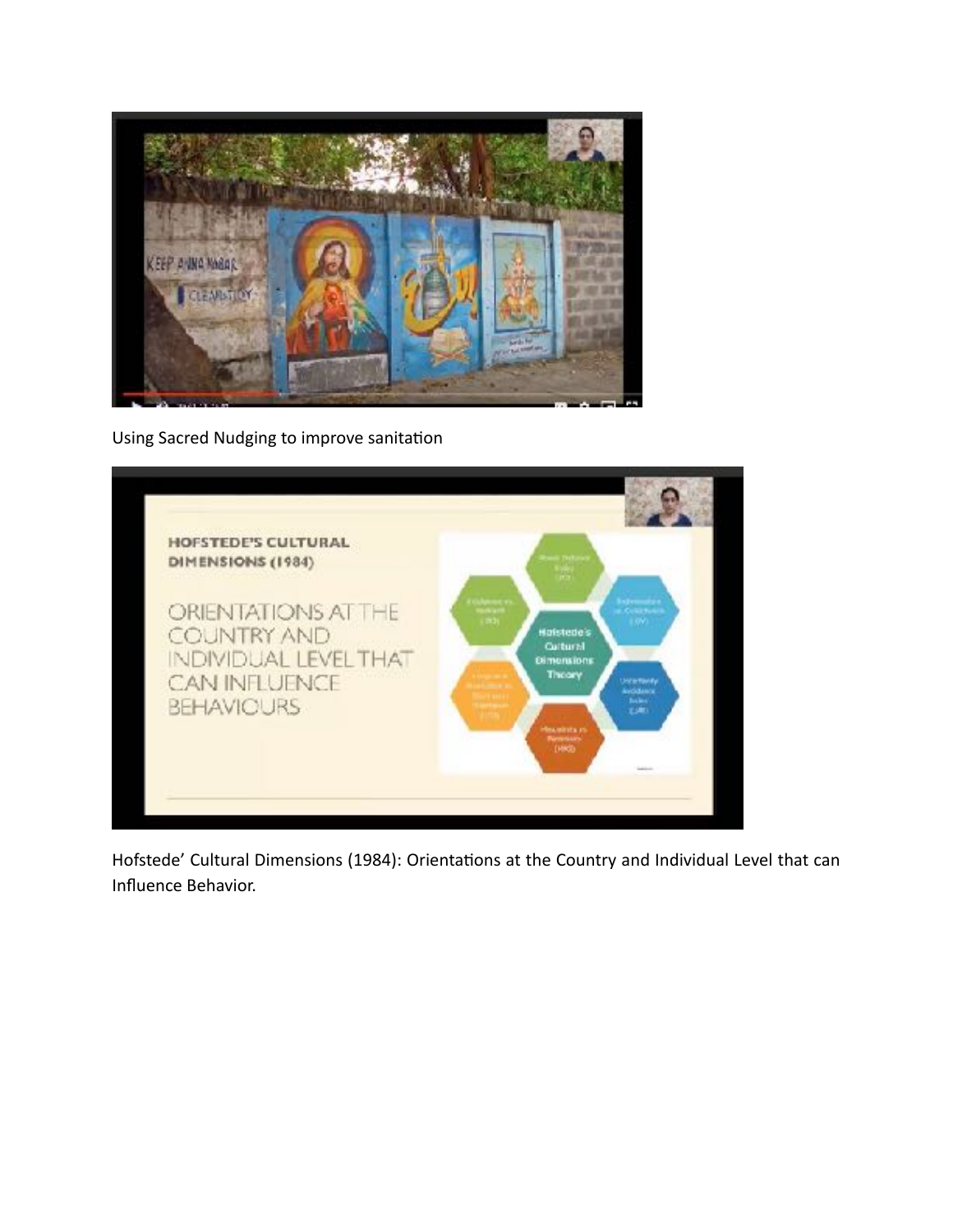Using Sacred Nudging to improve sanitation

Hofstede' Cultural Dimensions (1984): Orientations at the Country and Individual Level that can Influence Behavior.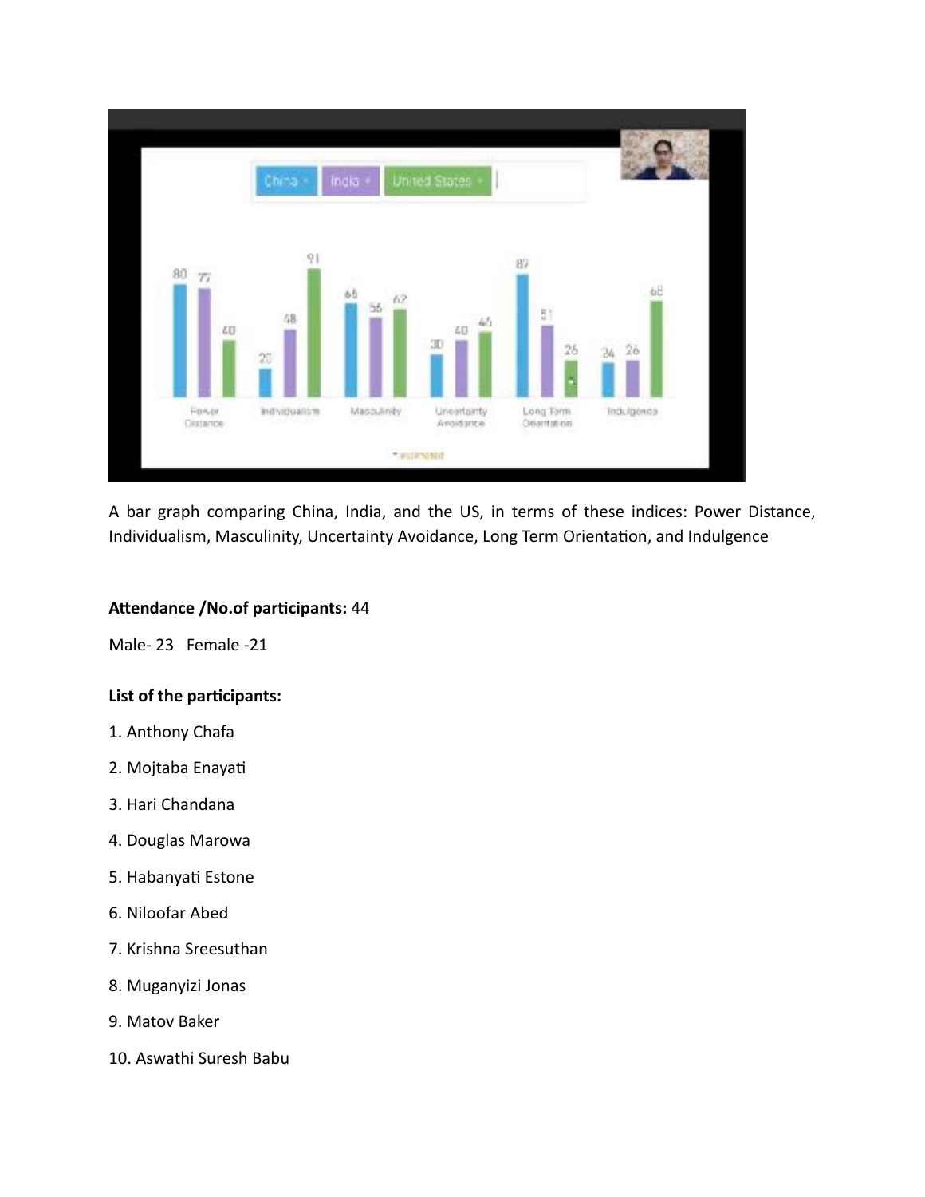A bar graph comparing China, India, and the US, in terms of these indices: Power Distance, Individualism, Masculinity, Uncertainty Avoidance, Long Term Orientation, and Indulgence

**Attendance /No.of participants:** 44

Male- 23 Female -21

**List of the participants:**

1. Anthony Chafa
2. Mojtaba Enayati
3. Hari Chandana
4. Douglas Marowa
5. Habanyati Estone
6. Niloofar Abed
7. Krishna Sreesuthan
8. Muganyizi Jonas
9. Matov Baker
10. Aswathi Suresh Babu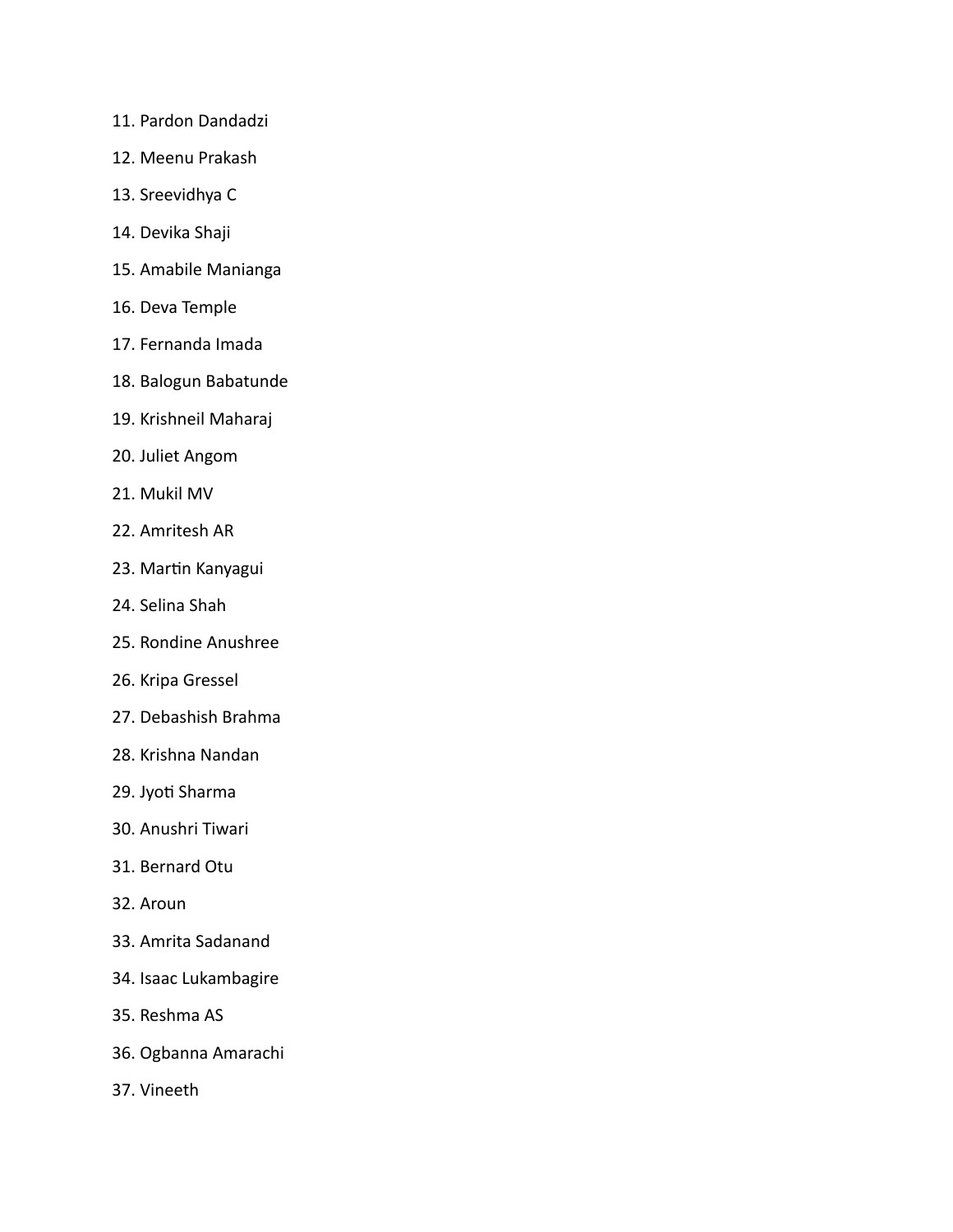11. Pardon Dandadzi
12. Meenu Prakash
13. Sreevidhya C
14. Devika Shaji
15. Amabile Manianga
16. Deva Temple
17. Fernanda Imada
18. Balogun Babatunde
19. Krishneil Maharaj
20. Juliet Angom
21. Mukil MV
22. Amritesh AR
23. Martin Kanyagui
24. Selina Shah
25. Rondine Anushree
26. Kripa Gressel
27. Debashish Brahma
28. Krishna Nandan
29. Jyoti Sharma
30. Anushri Tiwari
31. Bernard Otu
32. Aroun
33. Amrita Sadanand
34. Isaac Lukambagire
35. Reshma AS
36. Ogbanna Amarachi
37. Vineeth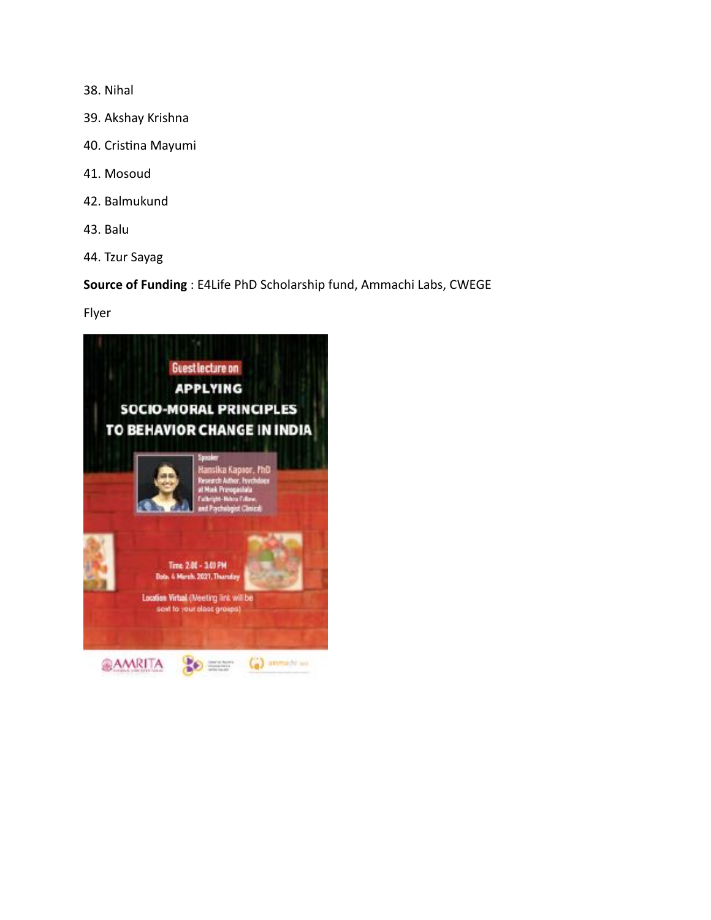38. Nihal

39. Akshay Krishna

40. Cristina Mayumi

41. Mosoud

42. Balmukund

43. Balu

44. Tzur Sayag

**Source of Funding** : E4Life PhD Scholarship fund, Ammachi Labs, CWEGE

Flyer